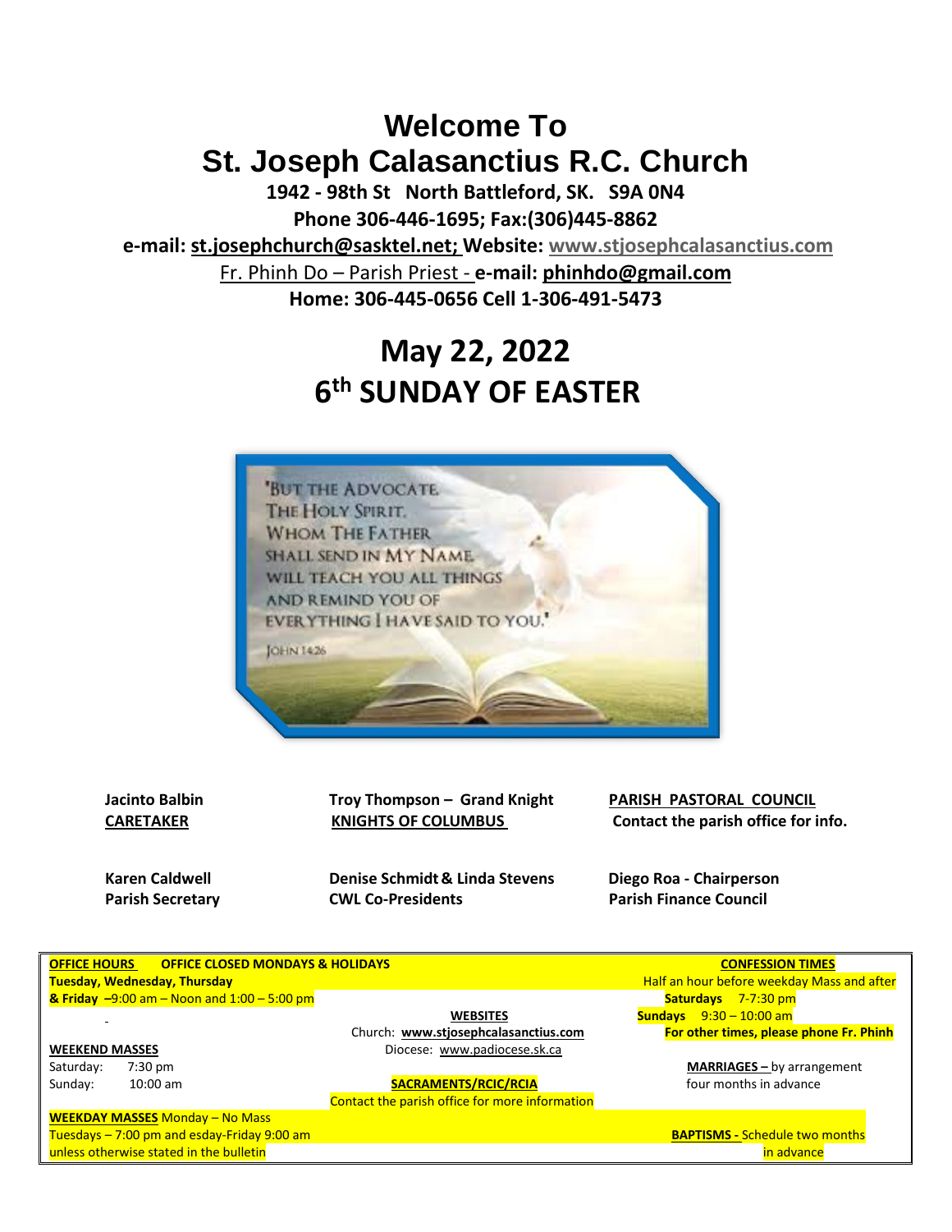# Welcome To
# St. Joseph Calasanctius R.C. Church

**1942 - 98th St North Battleford, SK. S9A 0N4**

**Phone 306-446-1695; Fax:(306)445-8862**

**e-mail: st.josephchurch@sasktel.net; Website: www.stjosephcalasanctius.com**

Fr. Phinh Do – Parish Priest - **e-mail: phinhdo@gmail.com**

**Home: 306-445-0656 Cell 1-306-491-5473**

# May 22, 2022
# 6th SUNDAY OF EASTER

"But the Advocate, the Holy Spirit, whom the Father shall send in my name, will teach you all things and remind you of everything I have said to you."

John 14:26

**Jacinto Balbin**
**CARETAKER**

**Troy Thompson – Grand Knight**
**KNIGHTS OF COLUMBUS**

**PARISH PASTORAL COUNCIL**
**Contact the parish office for info.**

**Karen Caldwell**
**Parish Secretary**

**Denise Schmidt & Linda Stevens**
**CWL Co-Presidents**

**Diego Roa - Chairperson**
**Parish Finance Council**

**OFFICE HOURS** **OFFICE CLOSED MONDAYS & HOLIDAYS**
**Tuesday, Wednesday, Thursday**
**& Friday** –9:00 am – Noon and 1:00 – 5:00 pm

**WEEKEND MASSES**
Saturday: 7:30 pm
Sunday: 10:00 am

**WEEKDAY MASSES** Monday – No Mass
Tuesdays – 7:00 pm and esday-Friday 9:00 am
unless otherwise stated in the bulletin

**WEBSITES**
Church: **www.stjosephcalasanctius.com**
Diocese: www.padiocese.sk.ca

**SACRAMENTS/RCIC/RCIA**
Contact the parish office for more information

**CONFESSION TIMES**
Half an hour before weekday Mass and after
**Saturdays** 7-7:30 pm
**Sundays** 9:30 – 10:00 am
**For other times, please phone Fr. Phinh**

**MARRIAGES –** by arrangement four months in advance

**BAPTISMS -** Schedule two months in advance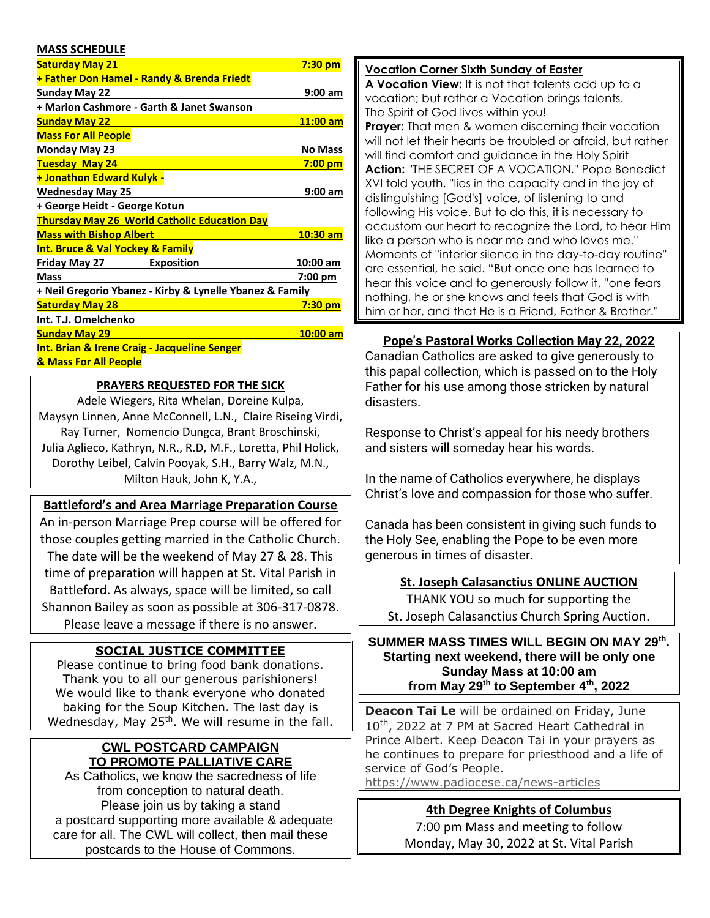## MASS SCHEDULE

| | |
|---|---|
| **Saturday May 21** | **7:30 pm** |
| **+ Father Don Hamel - Randy & Brenda Friedt** | |
| **Sunday May 22** | **9:00 am** |
| **+ Marion Cashmore - Garth & Janet Swanson** | |
| **Sunday May 22** | **11:00 am** |
| **Mass For All People** | |
| **Monday May 23** | **No Mass** |
| **Tuesday May 24** | **7:00 pm** |
| **+ Jonathon Edward Kulyk -** | |
| **Wednesday May 25** | **9:00 am** |
| **+ George Heidt - George Kotun** | |
| **Thursday May 26 World Catholic Education Day** | |
| **Mass with Bishop Albert** | **10:30 am** |
| **Int. Bruce & Val Yockey & Family** | |
| **Friday May 27 Exposition** | **10:00 am** |
| **Mass** | **7:00 pm** |
| **+ Neil Gregorio Ybanez - Kirby & Lynelle Ybanez & Family** | |
| **Saturday May 28** | **7:30 pm** |
| **Int. T.J. Omelchenko** | |
| **Sunday May 29** | **10:00 am** |
| **Int. Brian & Irene Craig - Jacqueline Senger & Mass For All People** | |

### PRAYERS REQUESTED FOR THE SICK

Adele Wiegers, Rita Whelan, Doreine Kulpa, Maysyn Linnen, Anne McConnell, L.N., Claire Riseing Virdi, Ray Turner, Nomencio Dungca, Brant Broschinski, Julia Aglieco, Kathryn, N.R., R.D, M.F., Loretta, Phil Holick, Dorothy Leibel, Calvin Pooyak, S.H., Barry Walz, M.N., Milton Hauk, John K, Y.A.,

### Battleford's and Area Marriage Preparation Course

An in-person Marriage Prep course will be offered for those couples getting married in the Catholic Church. The date will be the weekend of May 27 & 28. This time of preparation will happen at St. Vital Parish in Battleford. As always, space will be limited, so call Shannon Bailey as soon as possible at 306-317-0878. Please leave a message if there is no answer.

### SOCIAL JUSTICE COMMITTEE

Please continue to bring food bank donations. Thank you to all our generous parishioners! We would like to thank everyone who donated baking for the Soup Kitchen. The last day is Wednesday, May 25th. We will resume in the fall.

### CWL POSTCARD CAMPAIGN TO PROMOTE PALLIATIVE CARE

As Catholics, we know the sacredness of life from conception to natural death. Please join us by taking a stand a postcard supporting more available & adequate care for all. The CWL will collect, then mail these postcards to the House of Commons.

### Vocation Corner Sixth Sunday of Easter

**A Vocation View:** It is not that talents add up to a vocation; but rather a Vocation brings talents. The Spirit of God lives within you!

**Prayer:** That men & women discerning their vocation will not let their hearts be troubled or afraid, but rather will find comfort and guidance in the Holy Spirit

**Action:** "THE SECRET OF A VOCATION," Pope Benedict XVI told youth, "lies in the capacity and in the joy of distinguishing [God's] voice, of listening to and following His voice. But to do this, it is necessary to accustom our heart to recognize the Lord, to hear Him like a person who is near me and who loves me." Moments of "interior silence in the day-to-day routine" are essential, he said. "But once one has learned to hear this voice and to generously follow it, "one fears nothing, he or she knows and feels that God is with him or her, and that He is a Friend, Father & Brother."

### Pope's Pastoral Works Collection May 22, 2022

Canadian Catholics are asked to give generously to this papal collection, which is passed on to the Holy Father for his use among those stricken by natural disasters.

Response to Christ's appeal for his needy brothers and sisters will someday hear his words.

In the name of Catholics everywhere, he displays Christ's love and compassion for those who suffer.

Canada has been consistent in giving such funds to the Holy See, enabling the Pope to be even more generous in times of disaster.

### St. Joseph Calasanctius ONLINE AUCTION

THANK YOU so much for supporting the St. Joseph Calasanctius Church Spring Auction.

**SUMMER MASS TIMES WILL BEGIN ON MAY 29th. Starting next weekend, there will be only one Sunday Mass at 10:00 am from May 29th to September 4th, 2022**

**Deacon Tai Le** will be ordained on Friday, June 10th, 2022 at 7 PM at Sacred Heart Cathedral in Prince Albert. Keep Deacon Tai in your prayers as he continues to prepare for priesthood and a life of service of God's People.
https://www.padiocese.ca/news-articles

### 4th Degree Knights of Columbus

7:00 pm Mass and meeting to follow
Monday, May 30, 2022 at St. Vital Parish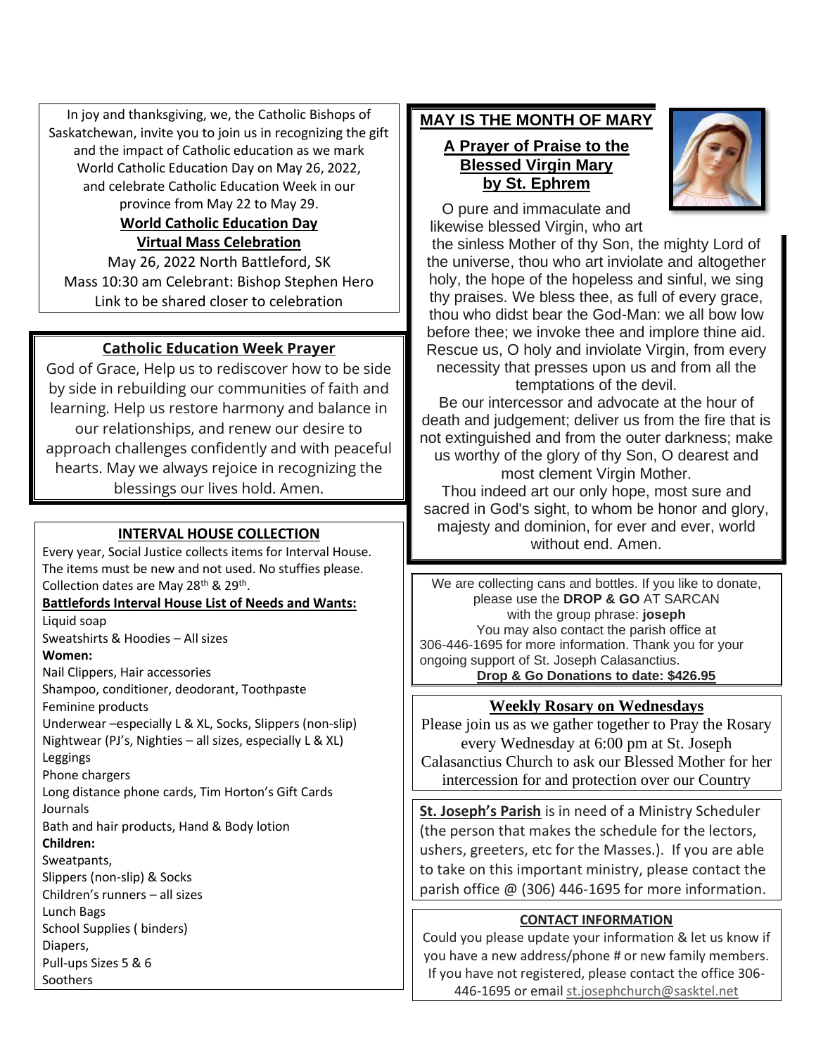In joy and thanksgiving, we, the Catholic Bishops of Saskatchewan, invite you to join us in recognizing the gift and the impact of Catholic education as we mark World Catholic Education Day on May 26, 2022, and celebrate Catholic Education Week in our province from May 22 to May 29.

**World Catholic Education Day**
**Virtual Mass Celebration**

May 26, 2022 North Battleford, SK
Mass 10:30 am Celebrant: Bishop Stephen Hero
Link to be shared closer to celebration

### Catholic Education Week Prayer

God of Grace, Help us to rediscover how to be side by side in rebuilding our communities of faith and learning. Help us restore harmony and balance in our relationships, and renew our desire to approach challenges confidently and with peaceful hearts. May we always rejoice in recognizing the blessings our lives hold. Amen.

### INTERVAL HOUSE COLLECTION

Every year, Social Justice collects items for Interval House. The items must be new and not used. No stuffies please. Collection dates are May 28th & 29th.

**Battlefords Interval House List of Needs and Wants:**

Liquid soap
Sweatshirts & Hoodies – All sizes

**Women:**

Nail Clippers, Hair accessories
Shampoo, conditioner, deodorant, Toothpaste
Feminine products
Underwear –especially L & XL, Socks, Slippers (non-slip)
Nightwear (PJ's, Nighties – all sizes, especially L & XL)
Leggings
Phone chargers
Long distance phone cards, Tim Horton's Gift Cards
Journals
Bath and hair products, Hand & Body lotion

**Children:**

Sweatpants,
Slippers (non-slip) & Socks
Children's runners – all sizes
Lunch Bags
School Supplies ( binders)
Diapers,
Pull-ups Sizes 5 & 6
Soothers

## MAY IS THE MONTH OF MARY

### A Prayer of Praise to the Blessed Virgin Mary by St. Ephrem

O pure and immaculate and likewise blessed Virgin, who art the sinless Mother of thy Son, the mighty Lord of the universe, thou who art inviolate and altogether holy, the hope of the hopeless and sinful, we sing thy praises. We bless thee, as full of every grace, thou who didst bear the God-Man: we all bow low before thee; we invoke thee and implore thine aid. Rescue us, O holy and inviolate Virgin, from every necessity that presses upon us and from all the temptations of the devil.

Be our intercessor and advocate at the hour of death and judgement; deliver us from the fire that is not extinguished and from the outer darkness; make us worthy of the glory of thy Son, O dearest and most clement Virgin Mother.

Thou indeed art our only hope, most sure and sacred in God's sight, to whom be honor and glory, majesty and dominion, for ever and ever, world without end. Amen.

We are collecting cans and bottles. If you like to donate, please use the **DROP & GO** AT SARCAN with the group phrase: **joseph**
You may also contact the parish office at 306-446-1695 for more information. Thank you for your ongoing support of St. Joseph Calasanctius.

**Drop & Go Donations to date: $426.95**

### Weekly Rosary on Wednesdays

Please join us as we gather together to Pray the Rosary every Wednesday at 6:00 pm at St. Joseph Calasanctius Church to ask our Blessed Mother for her intercession for and protection over our Country

**St. Joseph's Parish** is in need of a Ministry Scheduler (the person that makes the schedule for the lectors, ushers, greeters, etc for the Masses.). If you are able to take on this important ministry, please contact the parish office @ (306) 446-1695 for more information.

### CONTACT INFORMATION

Could you please update your information & let us know if you have a new address/phone # or new family members. If you have not registered, please contact the office 306-446-1695 or email st.josephchurch@sasktel.net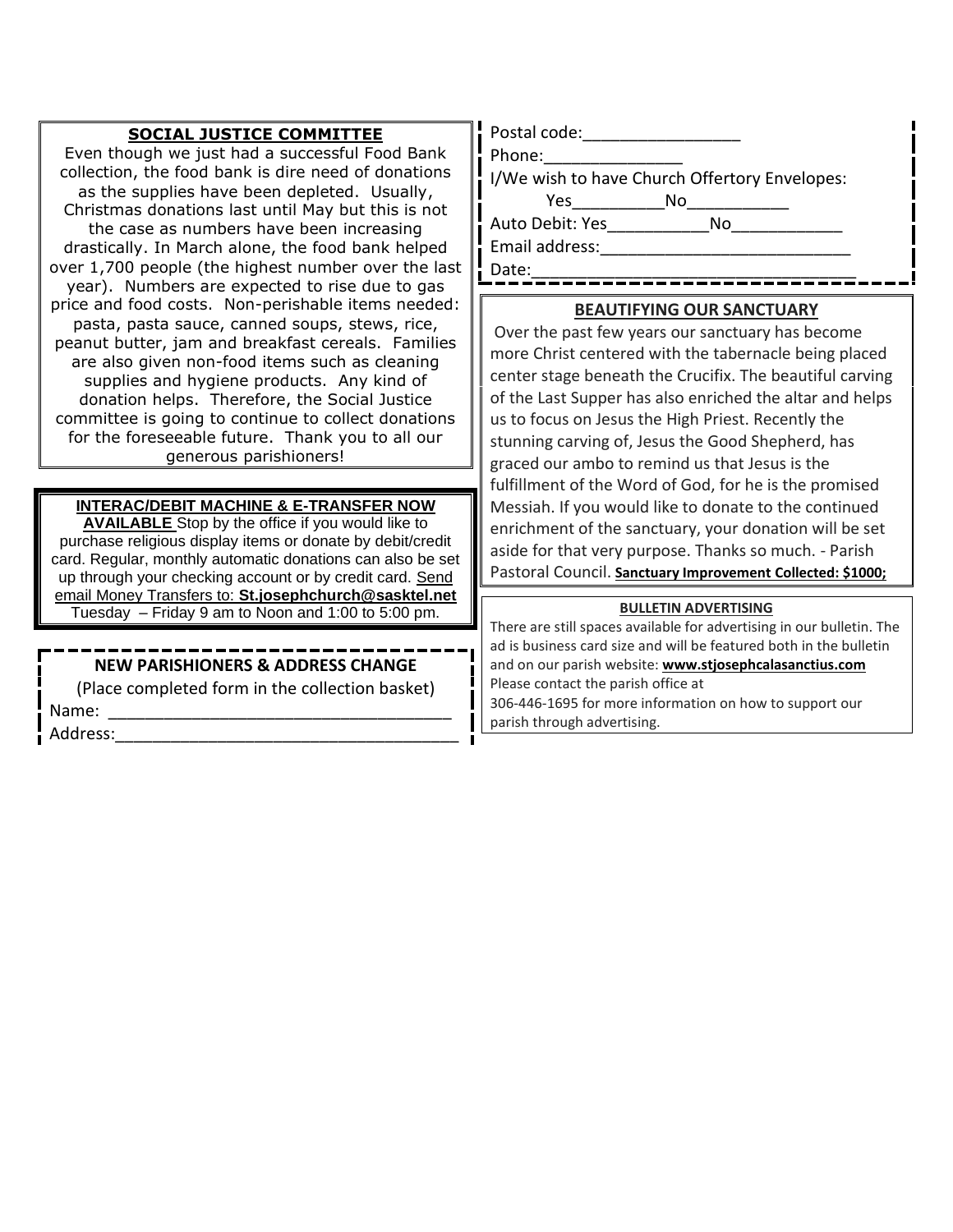## SOCIAL JUSTICE COMMITTEE

Even though we just had a successful Food Bank collection, the food bank is dire need of donations as the supplies have been depleted. Usually, Christmas donations last until May but this is not the case as numbers have been increasing drastically. In March alone, the food bank helped over 1,700 people (the highest number over the last year). Numbers are expected to rise due to gas price and food costs. Non-perishable items needed: pasta, pasta sauce, canned soups, stews, rice, peanut butter, jam and breakfast cereals. Families are also given non-food items such as cleaning supplies and hygiene products. Any kind of donation helps. Therefore, the Social Justice committee is going to continue to collect donations for the foreseeable future. Thank you to all our generous parishioners!

## INTERAC/DEBIT MACHINE & E-TRANSFER NOW AVAILABLE

Stop by the office if you would like to purchase religious display items or donate by debit/credit card. Regular, monthly automatic donations can also be set up through your checking account or by credit card. Send email Money Transfers to: **St.josephchurch@sasktel.net**
Tuesday – Friday 9 am to Noon and 1:00 to 5:00 pm.

## NEW PARISHIONERS & ADDRESS CHANGE

(Place completed form in the collection basket)

Name: ___________________________________

Address:_________________________________

Postal code:________________

Phone:______________

I/We wish to have Church Offertory Envelopes:

Yes_________No__________

Auto Debit: Yes__________No___________

Email address:__________________________

Date:_________________________________

## BEAUTIFYING OUR SANCTUARY

Over the past few years our sanctuary has become more Christ centered with the tabernacle being placed center stage beneath the Crucifix. The beautiful carving of the Last Supper has also enriched the altar and helps us to focus on Jesus the High Priest. Recently the stunning carving of, Jesus the Good Shepherd, has graced our ambo to remind us that Jesus is the fulfillment of the Word of God, for he is the promised Messiah. If you would like to donate to the continued enrichment of the sanctuary, your donation will be set aside for that very purpose. Thanks so much. - Parish Pastoral Council. **Sanctuary Improvement Collected: $1000;**

## BULLETIN ADVERTISING

There are still spaces available for advertising in our bulletin. The ad is business card size and will be featured both in the bulletin and on our parish website: **www.stjosephcalasanctius.com**
Please contact the parish office at 306-446-1695 for more information on how to support our parish through advertising.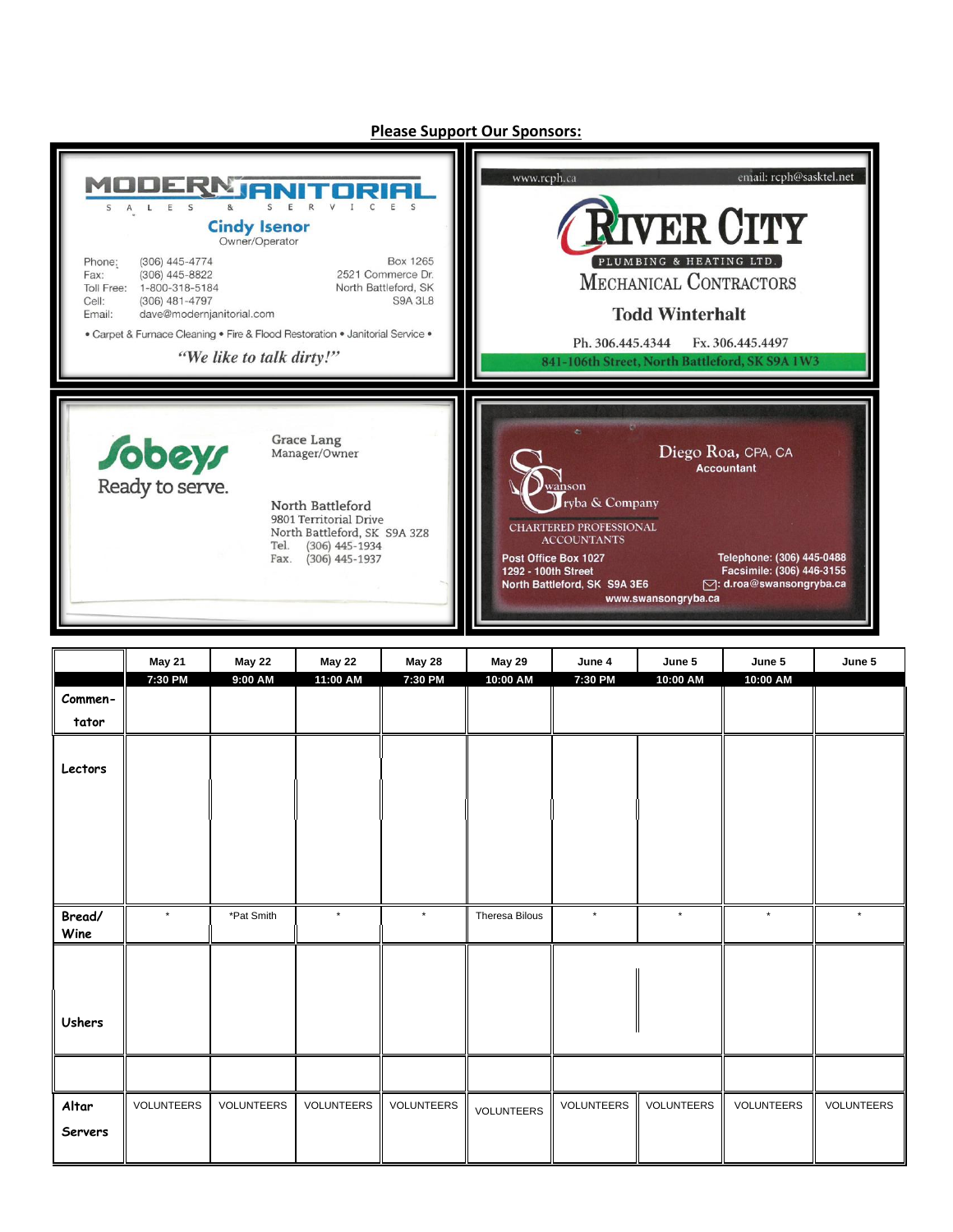**Please Support Our Sponsors:**

**MODERN JANITORIAL**
SALES & SERVICES
Cindy Isenor
Owner/Operator

Phone: (306) 445-4774
Fax: (306) 445-8822
Toll Free: 1-800-318-5184
Cell: (306) 481-4797
Email: dave@modernjanitorial.com

Box 1265
2521 Commerce Dr.
North Battleford, SK
S9A 3L8

• Carpet & Furnace Cleaning • Fire & Flood Restoration • Janitorial Service •

*"We like to talk dirty!"*

www.rcph.ca email: rcph@sasktel.net

**RIVER CITY**
PLUMBING & HEATING LTD.
MECHANICAL CONTRACTORS
**Todd Winterhalt**
Ph. 306.445.4344 Fx. 306.445.4497
841-106th Street, North Battleford, SK S9A 1W3

**Sobeys**
Ready to serve.

Grace Lang
Manager/Owner

North Battleford
9801 Territorial Drive
North Battleford, SK S9A 3Z8
Tel. (306) 445-1934
Fax. (306) 445-1937

Swanson Gryba & Company
CHARTERED PROFESSIONAL ACCOUNTANTS

Diego Roa, CPA, CA
Accountant

Post Office Box 1027
1292 - 100th Street
North Battleford, SK S9A 3E6

Telephone: (306) 445-0488
Facsimile: (306) 446-3155
d.roa@swansongryba.ca
www.swansongryba.ca

| | May 21 7:30 PM | May 22 9:00 AM | May 22 11:00 AM | May 28 7:30 PM | May 29 10:00 AM | June 4 7:30 PM | June 5 10:00 AM | June 5 10:00 AM | June 5 |
|---|---|---|---|---|---|---|---|---|---|
| Commentator | | | | | | | | | |
| Lectors | | | | | | | | | |
| Bread/ Wine | * | *Pat Smith | * | * | Theresa Bilous | * | * | * | * |
| Ushers | | | | | | | | | |
| | | | | | | | | | |
| Altar Servers | VOLUNTEERS | VOLUNTEERS | VOLUNTEERS | VOLUNTEERS | VOLUNTEERS | VOLUNTEERS | VOLUNTEERS | VOLUNTEERS | VOLUNTEERS |